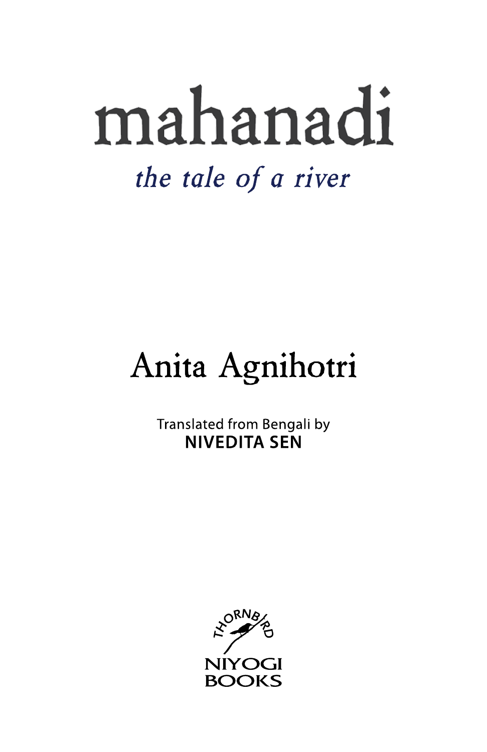# mahanadi

*the tale of a river*

## Anita Agnihotri

Translated from Bengali by
**NIVEDITA SEN**

THORNBIRD

NIYOGI BOOKS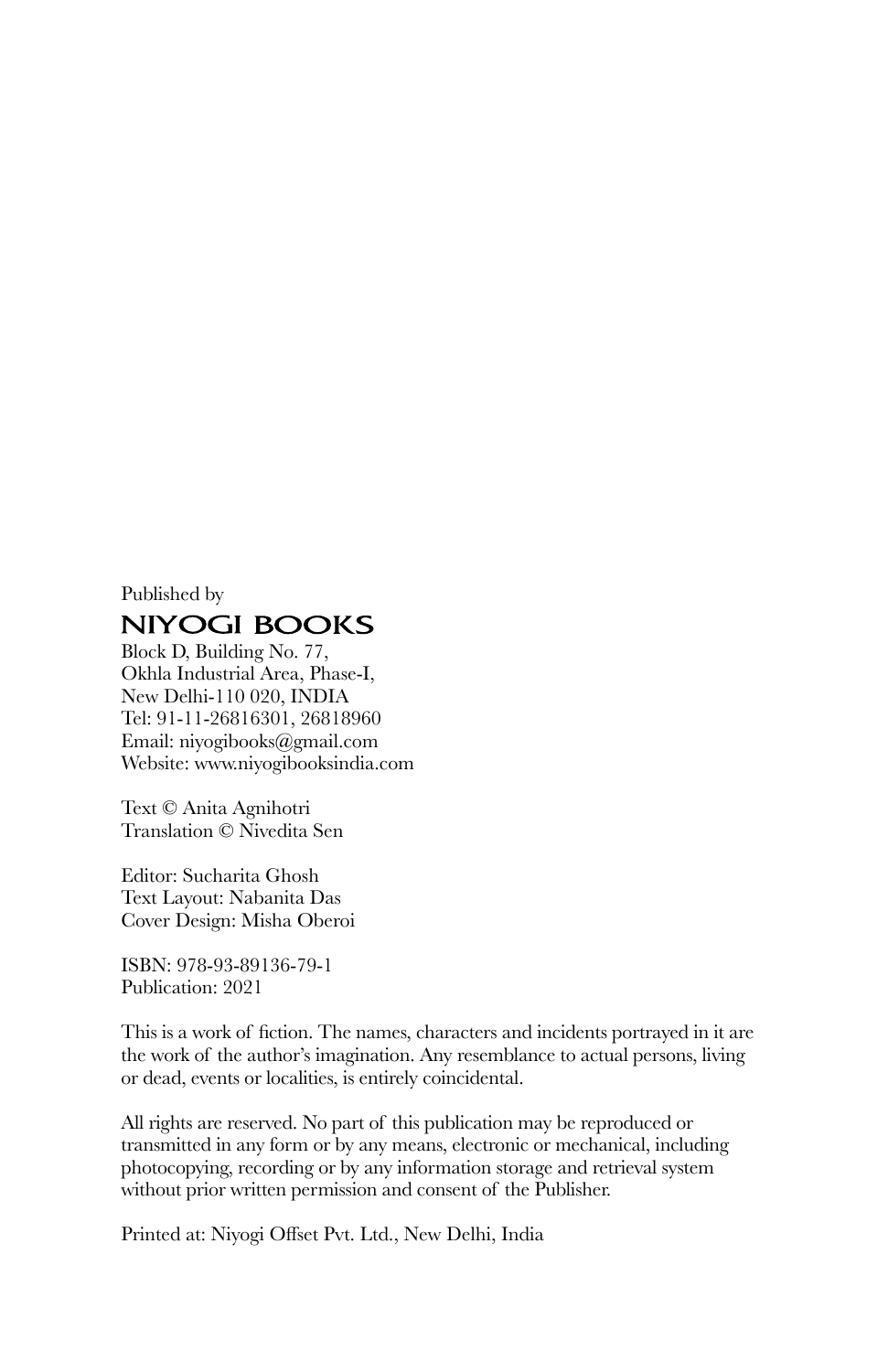Published by

**NIYOGI BOOKS**

Block D, Building No. 77,
Okhla Industrial Area, Phase-I,
New Delhi-110 020, INDIA
Tel: 91-11-26816301, 26818960
Email: niyogibooks@gmail.com
Website: www.niyogibooksindia.com

Text © Anita Agnihotri
Translation © Nivedita Sen

Editor: Sucharita Ghosh
Text Layout: Nabanita Das
Cover Design: Misha Oberoi

ISBN: 978-93-89136-79-1
Publication: 2021

This is a work of fiction. The names, characters and incidents portrayed in it are the work of the author's imagination. Any resemblance to actual persons, living or dead, events or localities, is entirely coincidental.

All rights are reserved. No part of this publication may be reproduced or transmitted in any form or by any means, electronic or mechanical, including photocopying, recording or by any information storage and retrieval system without prior written permission and consent of the Publisher.

Printed at: Niyogi Offset Pvt. Ltd., New Delhi, India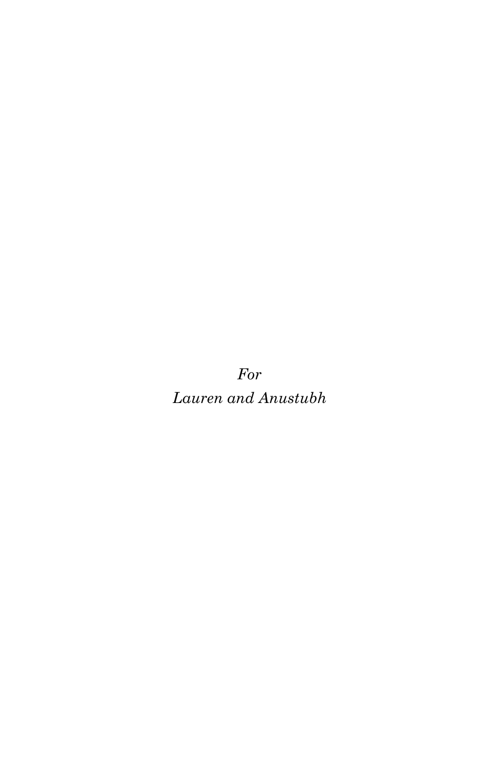*For*

*Lauren and Anustubh*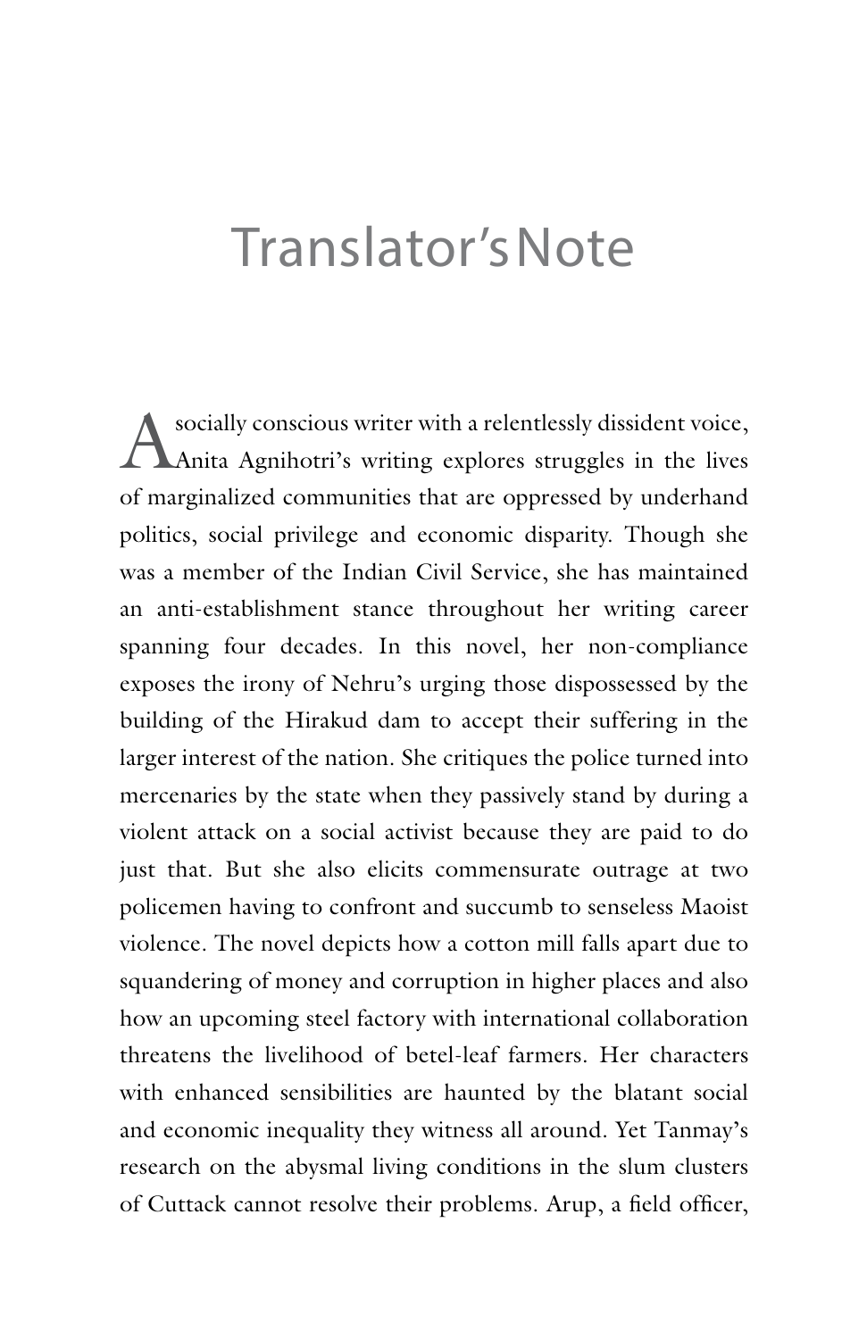# Translator's Note

A socially conscious writer with a relentlessly dissident voice, Anita Agnihotri's writing explores struggles in the lives of marginalized communities that are oppressed by underhand politics, social privilege and economic disparity. Though she was a member of the Indian Civil Service, she has maintained an anti-establishment stance throughout her writing career spanning four decades. In this novel, her non-compliance exposes the irony of Nehru's urging those dispossessed by the building of the Hirakud dam to accept their suffering in the larger interest of the nation. She critiques the police turned into mercenaries by the state when they passively stand by during a violent attack on a social activist because they are paid to do just that. But she also elicits commensurate outrage at two policemen having to confront and succumb to senseless Maoist violence. The novel depicts how a cotton mill falls apart due to squandering of money and corruption in higher places and also how an upcoming steel factory with international collaboration threatens the livelihood of betel-leaf farmers. Her characters with enhanced sensibilities are haunted by the blatant social and economic inequality they witness all around. Yet Tanmay's research on the abysmal living conditions in the slum clusters of Cuttack cannot resolve their problems. Arup, a field officer,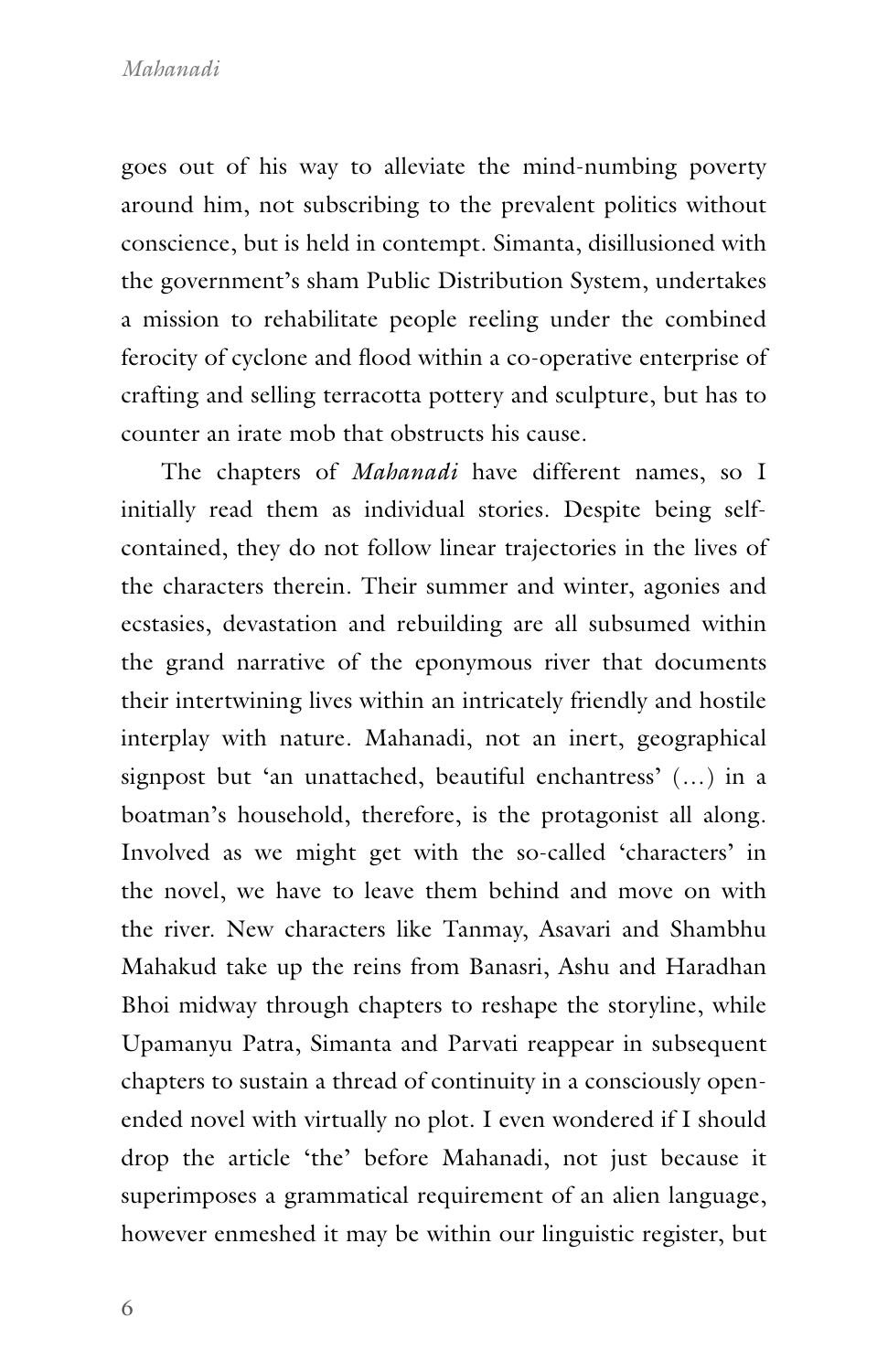goes out of his way to alleviate the mind-numbing poverty around him, not subscribing to the prevalent politics without conscience, but is held in contempt. Simanta, disillusioned with the government's sham Public Distribution System, undertakes a mission to rehabilitate people reeling under the combined ferocity of cyclone and flood within a co-operative enterprise of crafting and selling terracotta pottery and sculpture, but has to counter an irate mob that obstructs his cause.

The chapters of *Mahanadi* have different names, so I initially read them as individual stories. Despite being self-contained, they do not follow linear trajectories in the lives of the characters therein. Their summer and winter, agonies and ecstasies, devastation and rebuilding are all subsumed within the grand narrative of the eponymous river that documents their intertwining lives within an intricately friendly and hostile interplay with nature. Mahanadi, not an inert, geographical signpost but 'an unattached, beautiful enchantress' (...) in a boatman's household, therefore, is the protagonist all along. Involved as we might get with the so-called 'characters' in the novel, we have to leave them behind and move on with the river. New characters like Tanmay, Asavari and Shambhu Mahakud take up the reins from Banasri, Ashu and Haradhan Bhoi midway through chapters to reshape the storyline, while Upamanyu Patra, Simanta and Parvati reappear in subsequent chapters to sustain a thread of continuity in a consciously open-ended novel with virtually no plot. I even wondered if I should drop the article 'the' before Mahanadi, not just because it superimposes a grammatical requirement of an alien language, however enmeshed it may be within our linguistic register, but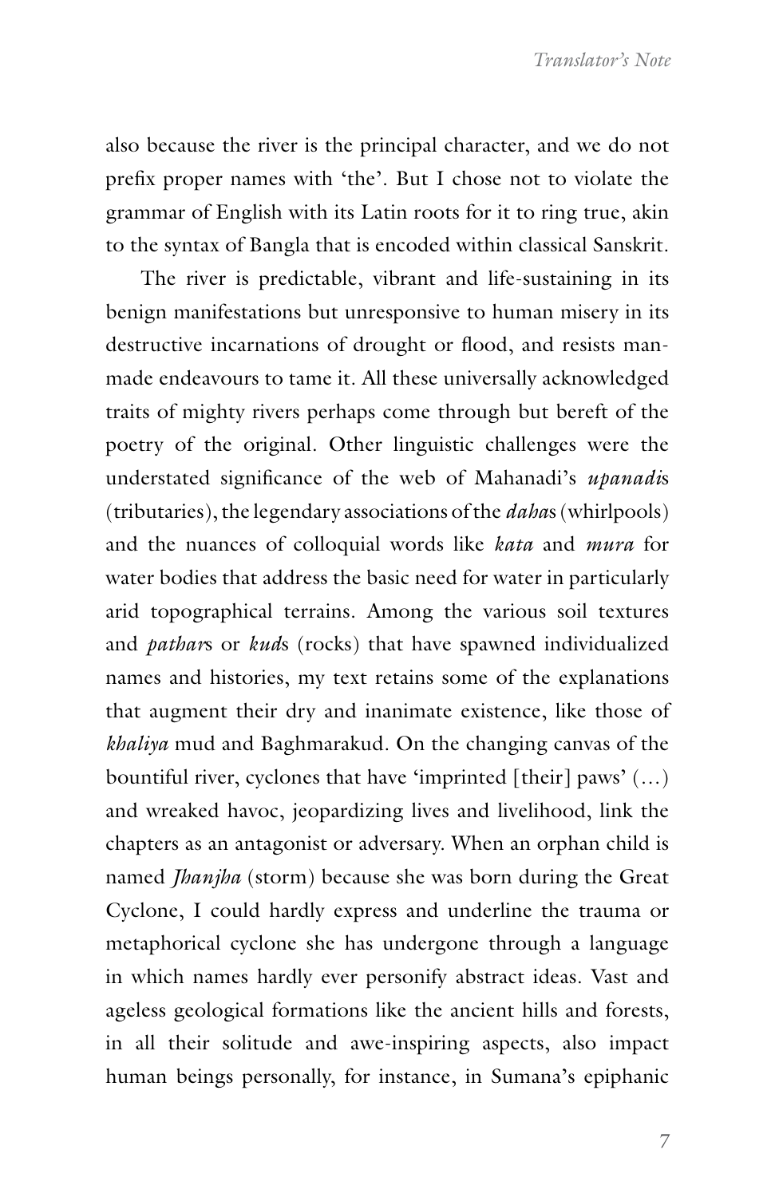also because the river is the principal character, and we do not prefix proper names with 'the'. But I chose not to violate the grammar of English with its Latin roots for it to ring true, akin to the syntax of Bangla that is encoded within classical Sanskrit.

The river is predictable, vibrant and life-sustaining in its benign manifestations but unresponsive to human misery in its destructive incarnations of drought or flood, and resists man-made endeavours to tame it. All these universally acknowledged traits of mighty rivers perhaps come through but bereft of the poetry of the original. Other linguistic challenges were the understated significance of the web of Mahanadi's *upanadi*s (tributaries), the legendary associations of the *daha*s (whirlpools) and the nuances of colloquial words like *kata* and *mura* for water bodies that address the basic need for water in particularly arid topographical terrains. Among the various soil textures and *pathar*s or *kud*s (rocks) that have spawned individualized names and histories, my text retains some of the explanations that augment their dry and inanimate existence, like those of *khaliya* mud and Baghmarakud. On the changing canvas of the bountiful river, cyclones that have 'imprinted [their] paws' (…) and wreaked havoc, jeopardizing lives and livelihood, link the chapters as an antagonist or adversary. When an orphan child is named *Jhanjha* (storm) because she was born during the Great Cyclone, I could hardly express and underline the trauma or metaphorical cyclone she has undergone through a language in which names hardly ever personify abstract ideas. Vast and ageless geological formations like the ancient hills and forests, in all their solitude and awe-inspiring aspects, also impact human beings personally, for instance, in Sumana's epiphanic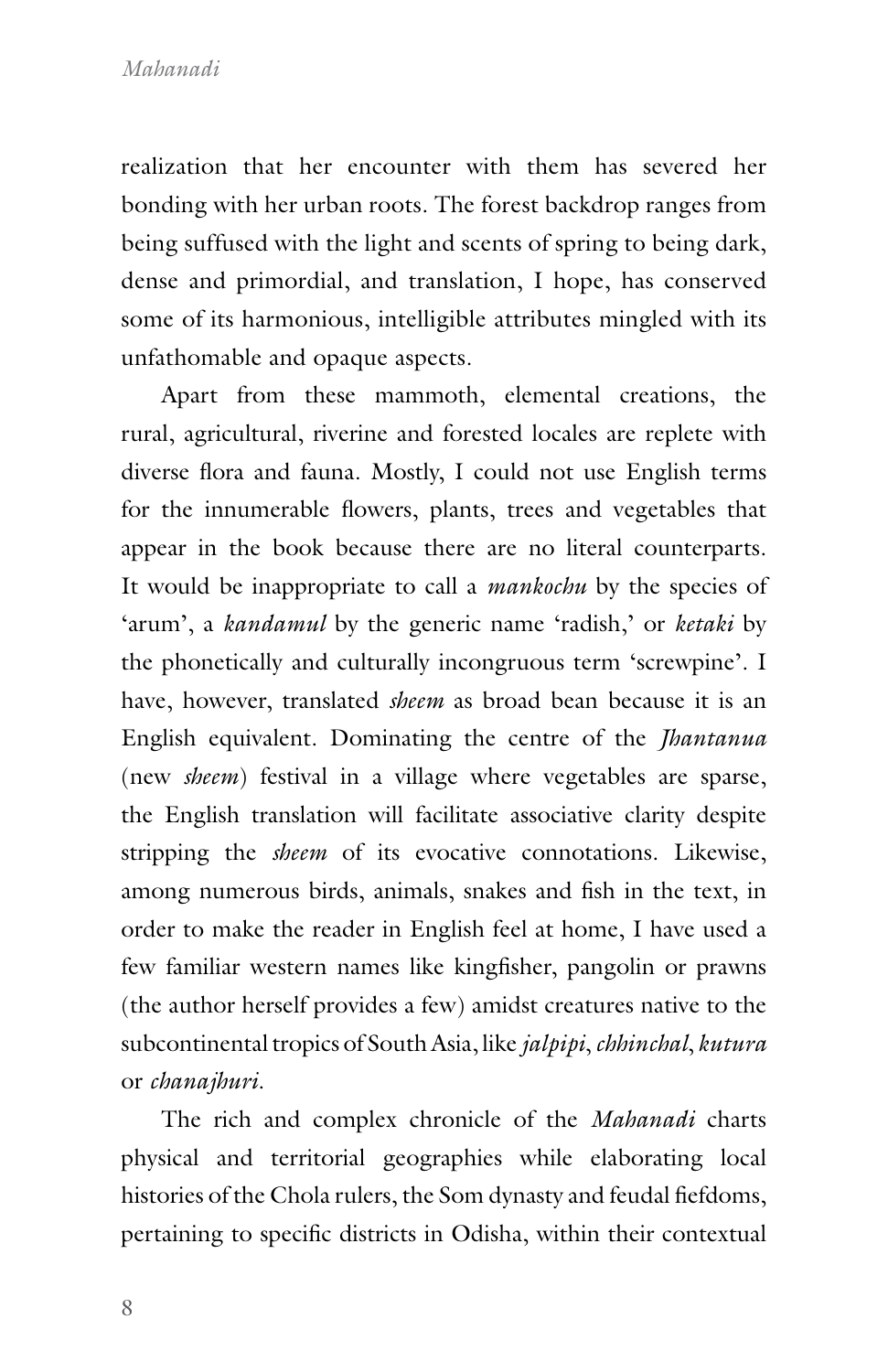realization that her encounter with them has severed her bonding with her urban roots. The forest backdrop ranges from being suffused with the light and scents of spring to being dark, dense and primordial, and translation, I hope, has conserved some of its harmonious, intelligible attributes mingled with its unfathomable and opaque aspects.

Apart from these mammoth, elemental creations, the rural, agricultural, riverine and forested locales are replete with diverse flora and fauna. Mostly, I could not use English terms for the innumerable flowers, plants, trees and vegetables that appear in the book because there are no literal counterparts. It would be inappropriate to call a *mankochu* by the species of 'arum', a *kandamul* by the generic name 'radish,' or *ketaki* by the phonetically and culturally incongruous term 'screwpine'. I have, however, translated *sheem* as broad bean because it is an English equivalent. Dominating the centre of the *Jhantanua* (new *sheem*) festival in a village where vegetables are sparse, the English translation will facilitate associative clarity despite stripping the *sheem* of its evocative connotations. Likewise, among numerous birds, animals, snakes and fish in the text, in order to make the reader in English feel at home, I have used a few familiar western names like kingfisher, pangolin or prawns (the author herself provides a few) amidst creatures native to the subcontinental tropics of South Asia, like *jalpipi*, *chhinchal*, *kutura* or *chanajhuri*.

The rich and complex chronicle of the *Mahanadi* charts physical and territorial geographies while elaborating local histories of the Chola rulers, the Som dynasty and feudal fiefdoms, pertaining to specific districts in Odisha, within their contextual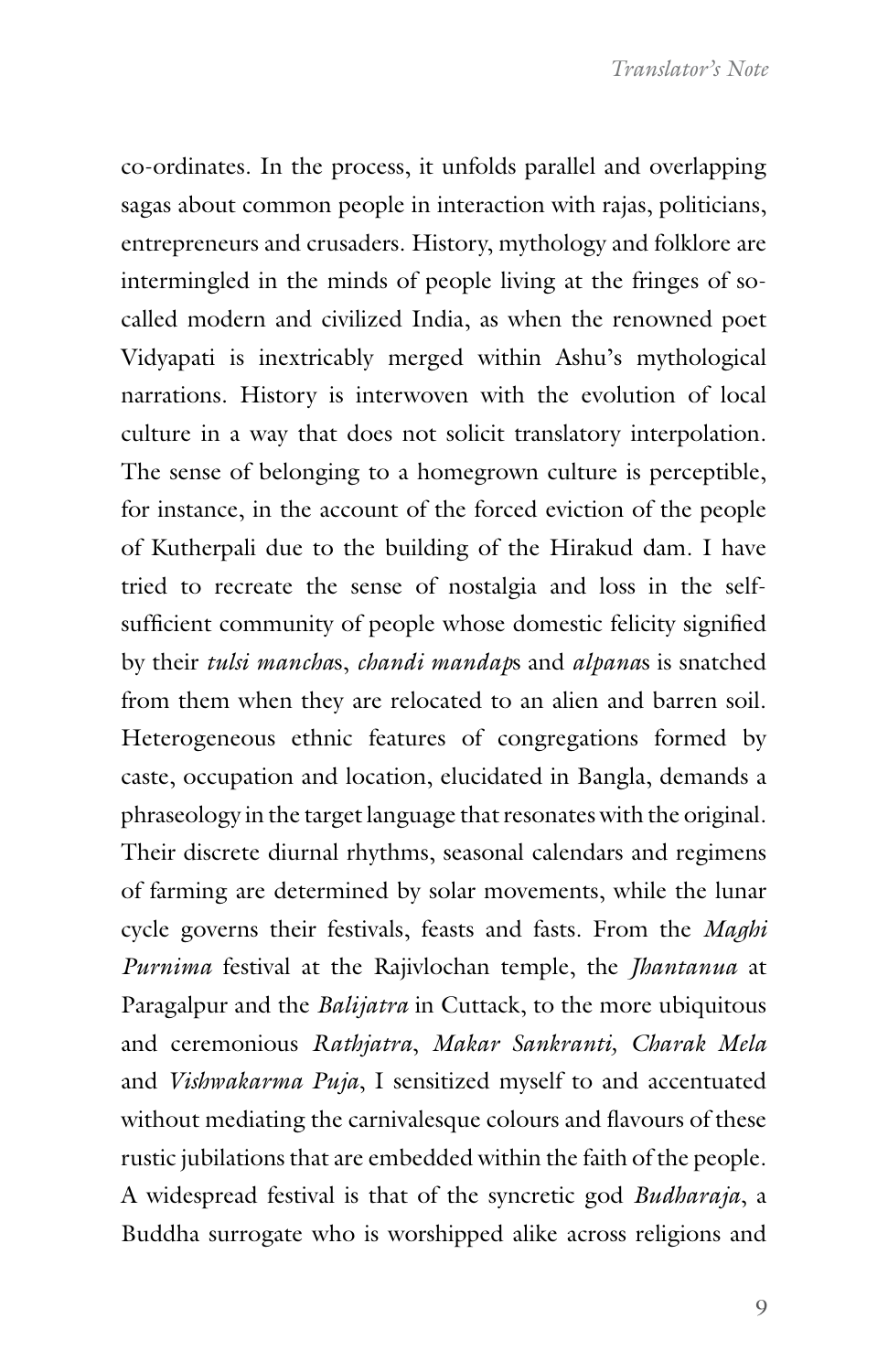co-ordinates. In the process, it unfolds parallel and overlapping sagas about common people in interaction with rajas, politicians, entrepreneurs and crusaders. History, mythology and folklore are intermingled in the minds of people living at the fringes of so-called modern and civilized India, as when the renowned poet Vidyapati is inextricably merged within Ashu's mythological narrations. History is interwoven with the evolution of local culture in a way that does not solicit translatory interpolation. The sense of belonging to a homegrown culture is perceptible, for instance, in the account of the forced eviction of the people of Kutherpali due to the building of the Hirakud dam. I have tried to recreate the sense of nostalgia and loss in the self-sufficient community of people whose domestic felicity signified by their *tulsi mancha*s, *chandi mandap*s and *alpana*s is snatched from them when they are relocated to an alien and barren soil. Heterogeneous ethnic features of congregations formed by caste, occupation and location, elucidated in Bangla, demands a phraseology in the target language that resonates with the original. Their discrete diurnal rhythms, seasonal calendars and regimens of farming are determined by solar movements, while the lunar cycle governs their festivals, feasts and fasts. From the *Maghi Purnima* festival at the Rajivlochan temple, the *Jhantanua* at Paragalpur and the *Balijatra* in Cuttack, to the more ubiquitous and ceremonious *Rathjatra*, *Makar Sankranti, Charak Mela* and *Vishwakarma Puja*, I sensitized myself to and accentuated without mediating the carnivalesque colours and flavours of these rustic jubilations that are embedded within the faith of the people. A widespread festival is that of the syncretic god *Budharaja*, a Buddha surrogate who is worshipped alike across religions and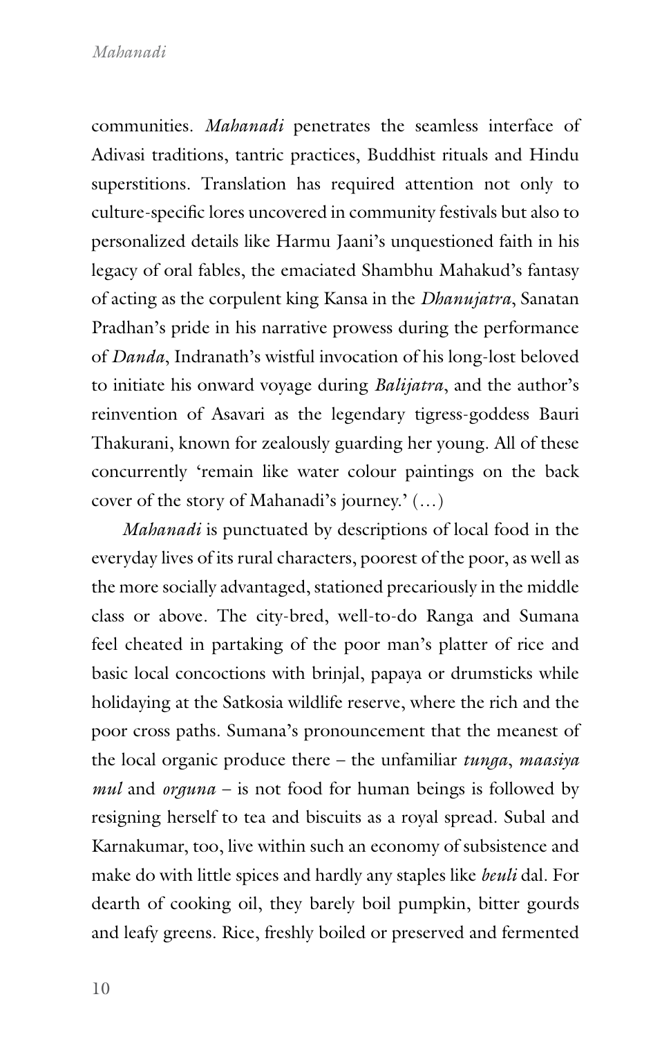communities. *Mahanadi* penetrates the seamless interface of Adivasi traditions, tantric practices, Buddhist rituals and Hindu superstitions. Translation has required attention not only to culture-specific lores uncovered in community festivals but also to personalized details like Harmu Jaani's unquestioned faith in his legacy of oral fables, the emaciated Shambhu Mahakud's fantasy of acting as the corpulent king Kansa in the *Dhanujatra*, Sanatan Pradhan's pride in his narrative prowess during the performance of *Danda*, Indranath's wistful invocation of his long-lost beloved to initiate his onward voyage during *Balijatra*, and the author's reinvention of Asavari as the legendary tigress-goddess Bauri Thakurani, known for zealously guarding her young. All of these concurrently 'remain like water colour paintings on the back cover of the story of Mahanadi's journey.' (…)

*Mahanadi* is punctuated by descriptions of local food in the everyday lives of its rural characters, poorest of the poor, as well as the more socially advantaged, stationed precariously in the middle class or above. The city-bred, well-to-do Ranga and Sumana feel cheated in partaking of the poor man's platter of rice and basic local concoctions with brinjal, papaya or drumsticks while holidaying at the Satkosia wildlife reserve, where the rich and the poor cross paths. Sumana's pronouncement that the meanest of the local organic produce there – the unfamiliar *tunga*, *maasiya mul* and *orguna* – is not food for human beings is followed by resigning herself to tea and biscuits as a royal spread. Subal and Karnakumar, too, live within such an economy of subsistence and make do with little spices and hardly any staples like *beuli* dal. For dearth of cooking oil, they barely boil pumpkin, bitter gourds and leafy greens. Rice, freshly boiled or preserved and fermented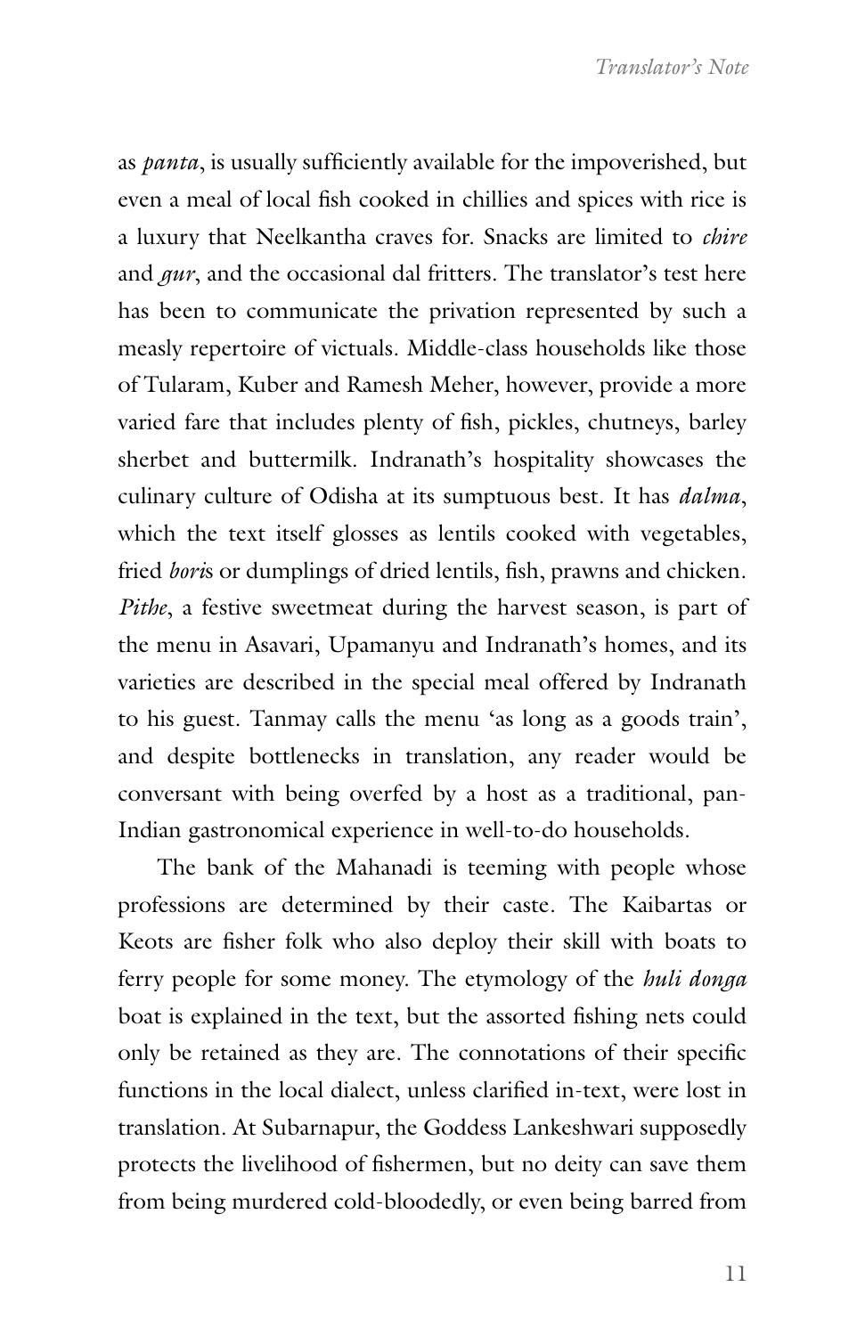as *panta*, is usually sufficiently available for the impoverished, but even a meal of local fish cooked in chillies and spices with rice is a luxury that Neelkantha craves for. Snacks are limited to *chire* and *gur*, and the occasional dal fritters. The translator's test here has been to communicate the privation represented by such a measly repertoire of victuals. Middle-class households like those of Tularam, Kuber and Ramesh Meher, however, provide a more varied fare that includes plenty of fish, pickles, chutneys, barley sherbet and buttermilk. Indranath's hospitality showcases the culinary culture of Odisha at its sumptuous best. It has *dalma*, which the text itself glosses as lentils cooked with vegetables, fried *bori*s or dumplings of dried lentils, fish, prawns and chicken. *Pithe*, a festive sweetmeat during the harvest season, is part of the menu in Asavari, Upamanyu and Indranath's homes, and its varieties are described in the special meal offered by Indranath to his guest. Tanmay calls the menu 'as long as a goods train', and despite bottlenecks in translation, any reader would be conversant with being overfed by a host as a traditional, pan-Indian gastronomical experience in well-to-do households.

The bank of the Mahanadi is teeming with people whose professions are determined by their caste. The Kaibartas or Keots are fisher folk who also deploy their skill with boats to ferry people for some money. The etymology of the *huli donga* boat is explained in the text, but the assorted fishing nets could only be retained as they are. The connotations of their specific functions in the local dialect, unless clarified in-text, were lost in translation. At Subarnapur, the Goddess Lankeshwari supposedly protects the livelihood of fishermen, but no deity can save them from being murdered cold-bloodedly, or even being barred from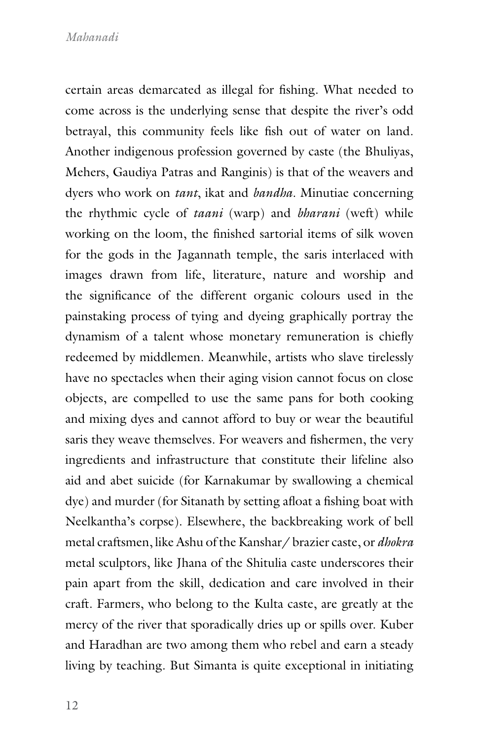certain areas demarcated as illegal for fishing. What needed to come across is the underlying sense that despite the river's odd betrayal, this community feels like fish out of water on land. Another indigenous profession governed by caste (the Bhuliyas, Mehers, Gaudiya Patras and Ranginis) is that of the weavers and dyers who work on *tant*, ikat and *bandha*. Minutiae concerning the rhythmic cycle of *taani* (warp) and *bharani* (weft) while working on the loom, the finished sartorial items of silk woven for the gods in the Jagannath temple, the saris interlaced with images drawn from life, literature, nature and worship and the significance of the different organic colours used in the painstaking process of tying and dyeing graphically portray the dynamism of a talent whose monetary remuneration is chiefly redeemed by middlemen. Meanwhile, artists who slave tirelessly have no spectacles when their aging vision cannot focus on close objects, are compelled to use the same pans for both cooking and mixing dyes and cannot afford to buy or wear the beautiful saris they weave themselves. For weavers and fishermen, the very ingredients and infrastructure that constitute their lifeline also aid and abet suicide (for Karnakumar by swallowing a chemical dye) and murder (for Sitanath by setting afloat a fishing boat with Neelkantha's corpse). Elsewhere, the backbreaking work of bell metal craftsmen, like Ashu of the Kanshar/ brazier caste, or *dhokra* metal sculptors, like Jhana of the Shitulia caste underscores their pain apart from the skill, dedication and care involved in their craft. Farmers, who belong to the Kulta caste, are greatly at the mercy of the river that sporadically dries up or spills over. Kuber and Haradhan are two among them who rebel and earn a steady living by teaching. But Simanta is quite exceptional in initiating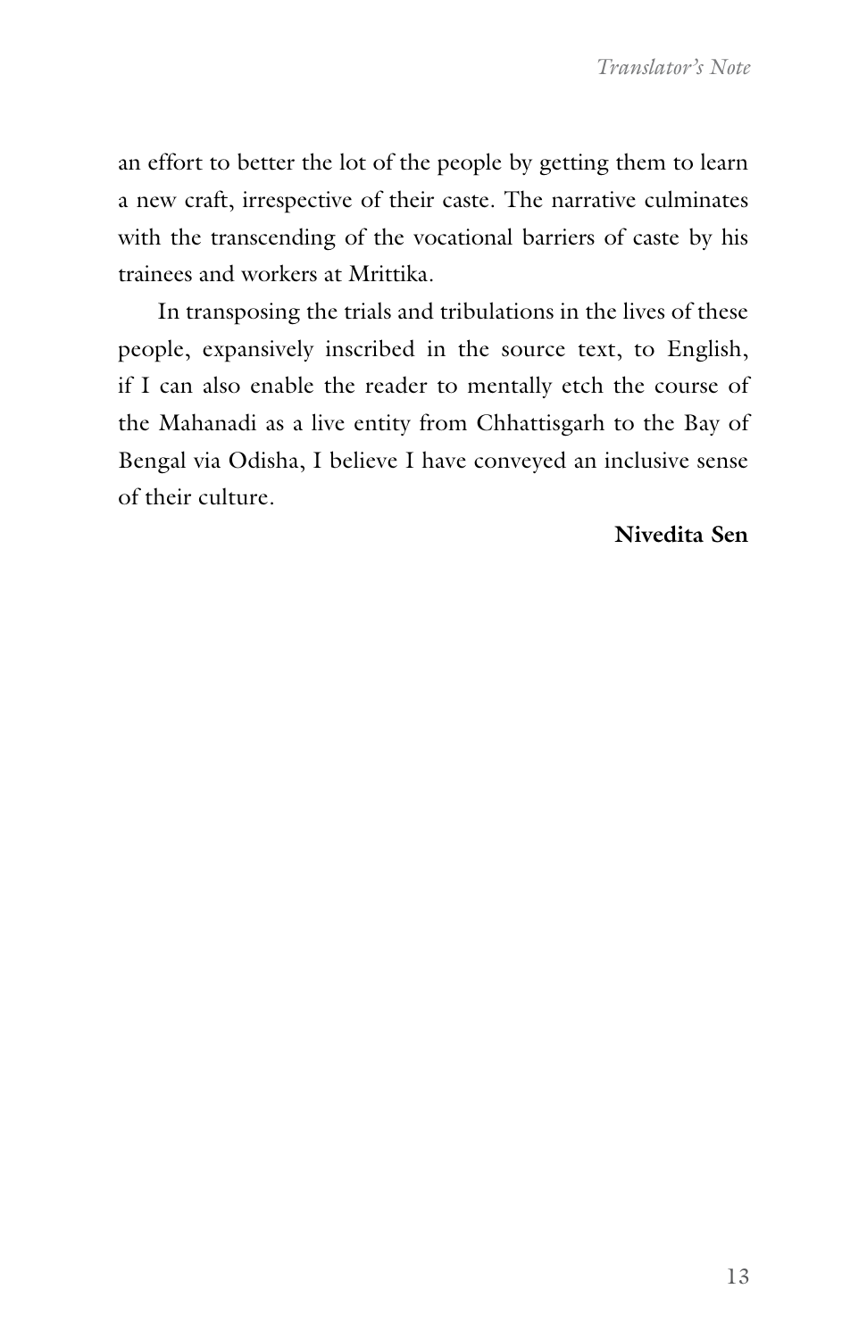an effort to better the lot of the people by getting them to learn a new craft, irrespective of their caste. The narrative culminates with the transcending of the vocational barriers of caste by his trainees and workers at Mrittika.

In transposing the trials and tribulations in the lives of these people, expansively inscribed in the source text, to English, if I can also enable the reader to mentally etch the course of the Mahanadi as a live entity from Chhattisgarh to the Bay of Bengal via Odisha, I believe I have conveyed an inclusive sense of their culture.

**Nivedita Sen**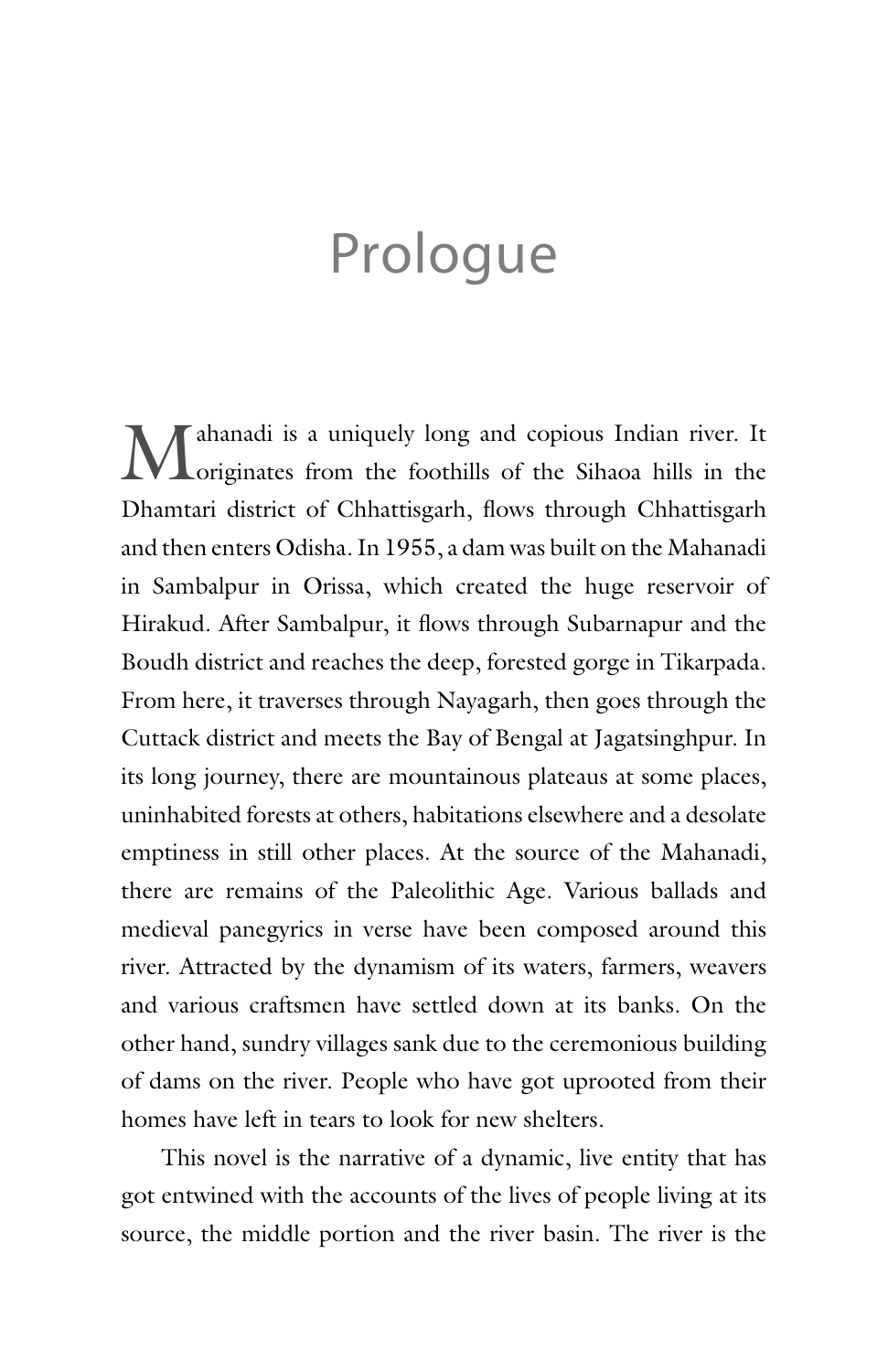# Prologue

Mahanadi is a uniquely long and copious Indian river. It originates from the foothills of the Sihaoa hills in the Dhamtari district of Chhattisgarh, flows through Chhattisgarh and then enters Odisha. In 1955, a dam was built on the Mahanadi in Sambalpur in Orissa, which created the huge reservoir of Hirakud. After Sambalpur, it flows through Subarnapur and the Boudh district and reaches the deep, forested gorge in Tikarpada. From here, it traverses through Nayagarh, then goes through the Cuttack district and meets the Bay of Bengal at Jagatsinghpur. In its long journey, there are mountainous plateaus at some places, uninhabited forests at others, habitations elsewhere and a desolate emptiness in still other places. At the source of the Mahanadi, there are remains of the Paleolithic Age. Various ballads and medieval panegyrics in verse have been composed around this river. Attracted by the dynamism of its waters, farmers, weavers and various craftsmen have settled down at its banks. On the other hand, sundry villages sank due to the ceremonious building of dams on the river. People who have got uprooted from their homes have left in tears to look for new shelters.

This novel is the narrative of a dynamic, live entity that has got entwined with the accounts of the lives of people living at its source, the middle portion and the river basin. The river is the